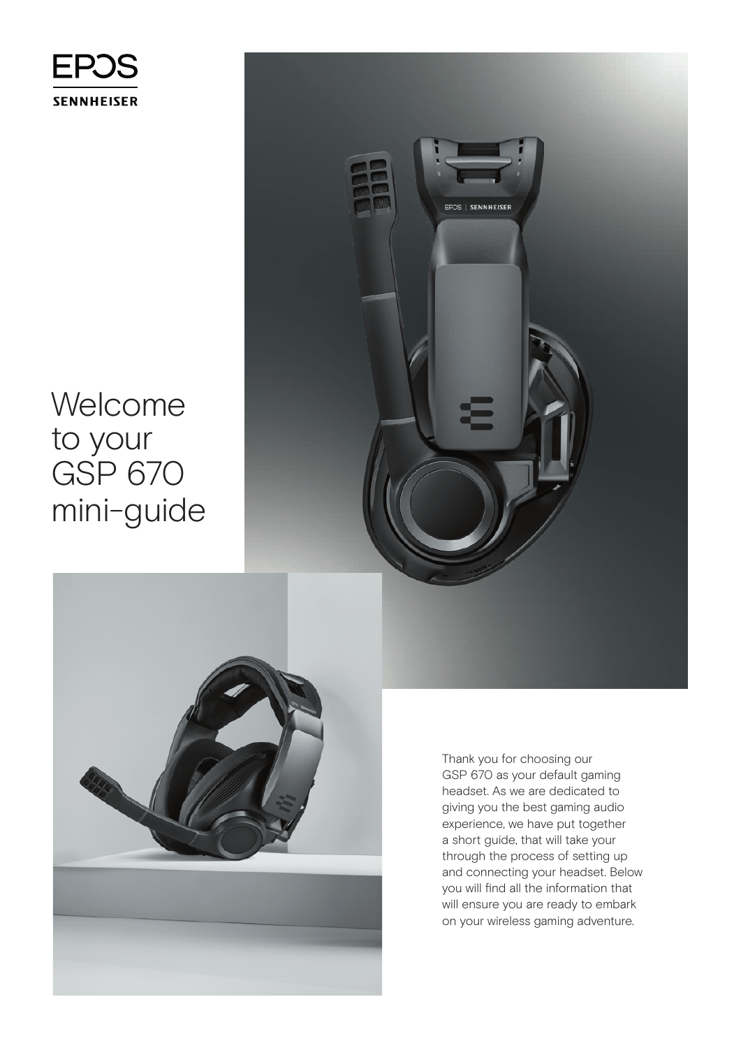EPOS
SENNHEISER

# Welcome to your GSP 670 mini-guide

Thank you for choosing our GSP 670 as your default gaming headset. As we are dedicated to giving you the best gaming audio experience, we have put together a short guide, that will take your through the process of setting up and connecting your headset. Below you will find all the information that will ensure you are ready to embark on your wireless gaming adventure.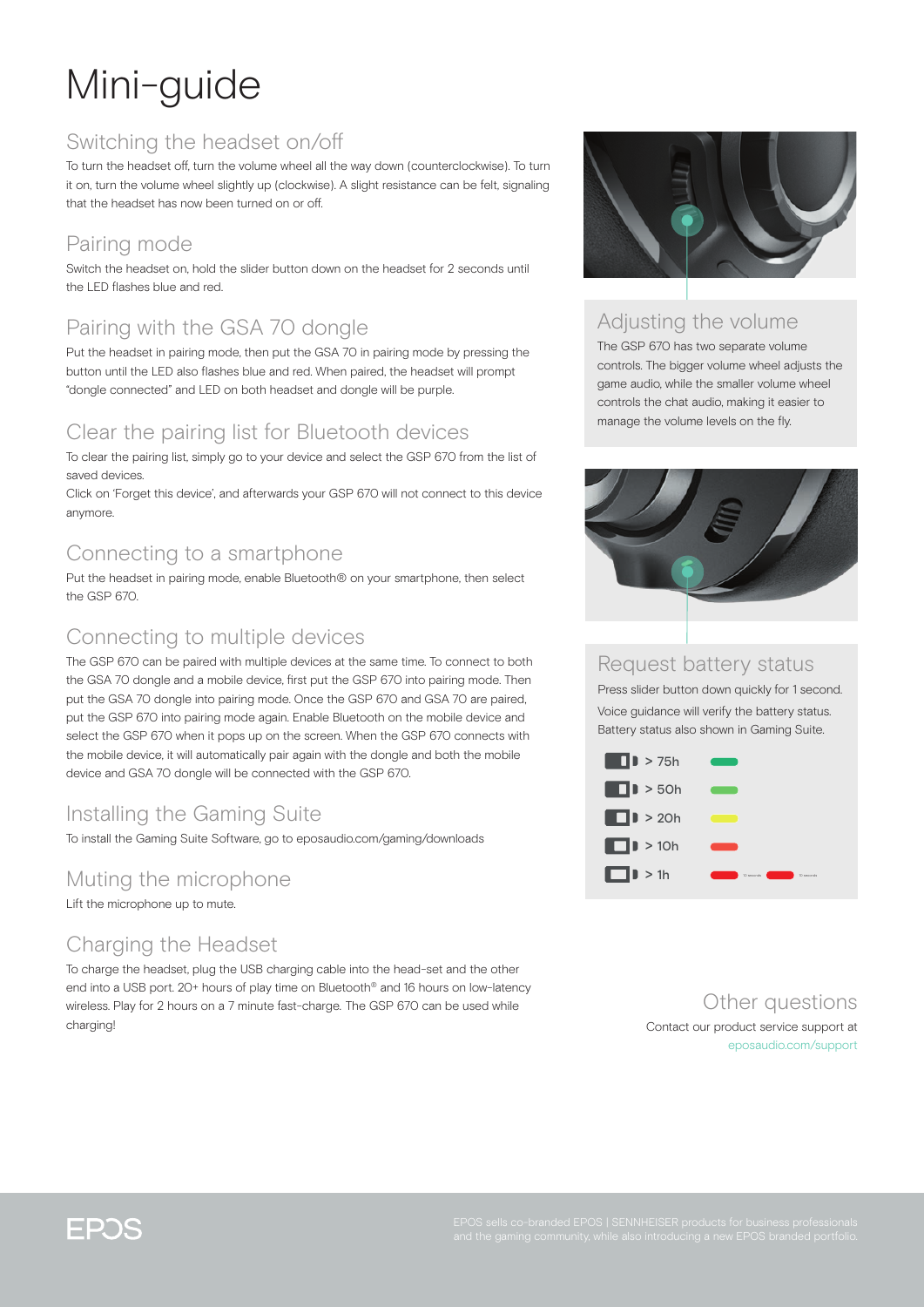# Mini-guide

## Switching the headset on/off

To turn the headset off, turn the volume wheel all the way down (counterclockwise). To turn it on, turn the volume wheel slightly up (clockwise). A slight resistance can be felt, signaling that the headset has now been turned on or off.

## Pairing mode

Switch the headset on, hold the slider button down on the headset for 2 seconds until the LED flashes blue and red.

## Pairing with the GSA 70 dongle

Put the headset in pairing mode, then put the GSA 70 in pairing mode by pressing the button until the LED also flashes blue and red. When paired, the headset will prompt "dongle connected" and LED on both headset and dongle will be purple.

## Clear the pairing list for Bluetooth devices

To clear the pairing list, simply go to your device and select the GSP 670 from the list of saved devices.
Click on 'Forget this device', and afterwards your GSP 670 will not connect to this device anymore.

## Connecting to a smartphone

Put the headset in pairing mode, enable Bluetooth® on your smartphone, then select the GSP 670.

## Connecting to multiple devices

The GSP 670 can be paired with multiple devices at the same time. To connect to both the GSA 70 dongle and a mobile device, first put the GSP 670 into pairing mode. Then put the GSA 70 dongle into pairing mode. Once the GSP 670 and GSA 70 are paired, put the GSP 670 into pairing mode again. Enable Bluetooth on the mobile device and select the GSP 670 when it pops up on the screen. When the GSP 670 connects with the mobile device, it will automatically pair again with the dongle and both the mobile device and GSA 70 dongle will be connected with the GSP 670.

## Installing the Gaming Suite

To install the Gaming Suite Software, go to eposaudio.com/gaming/downloads

## Muting the microphone

Lift the microphone up to mute.

## Charging the Headset

To charge the headset, plug the USB charging cable into the head-set and the other end into a USB port. 20+ hours of play time on Bluetooth® and 16 hours on low-latency wireless. Play for 2 hours on a 7 minute fast-charge. The GSP 670 can be used while charging!

## Adjusting the volume

The GSP 670 has two separate volume controls. The bigger volume wheel adjusts the game audio, while the smaller volume wheel controls the chat audio, making it easier to manage the volume levels on the fly.

## Request battery status

Press slider button down quickly for 1 second.

Voice guidance will verify the battery status.
Battery status also shown in Gaming Suite.

> 75h
> 50h
> 20h
> 10h
> 1h

## Other questions

Contact our product service support at eposaudio.com/support

EPOS sells co-branded EPOS | SENNHEISER products for business professionals and the gaming community, while also introducing a new EPOS branded portfolio.